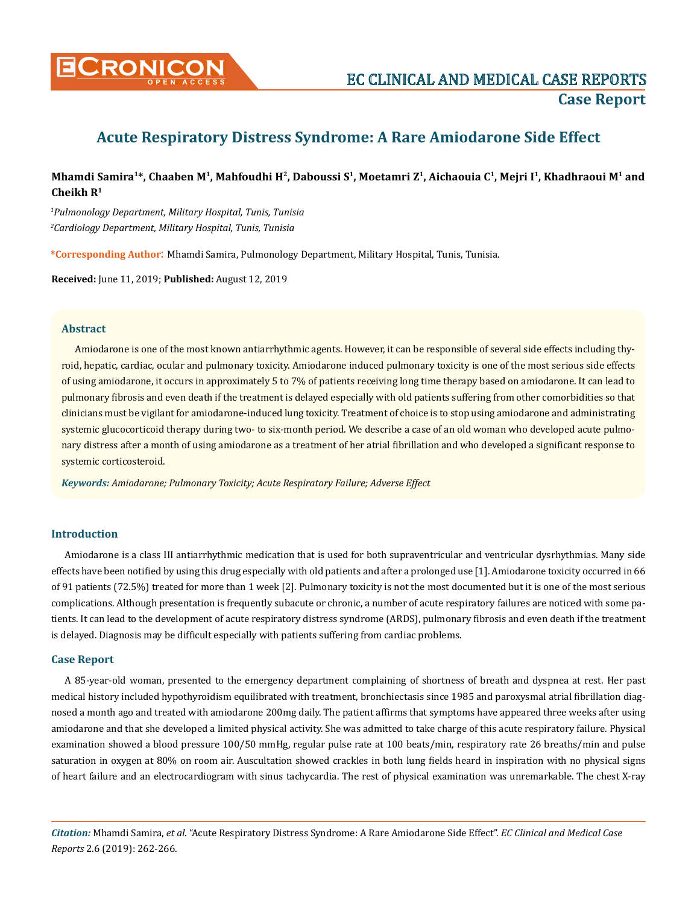Case Report

# Acute Respiratory Distress Syndrome: A Rare Amiodarone Side Effect

**Mhamdi Samira[1]*, Chaaben M[1], Mahfoudhi H[2], Daboussi S[1], Moetamri Z[1], Aichaouia C[1], Mejri I[1], Khadhraoui M[1] and Cheikh R[1]**

*[1]Pulmonology Department, Military Hospital, Tunis, Tunisia*

*[2]Cardiology Department, Military Hospital, Tunis, Tunisia*

***Corresponding Author:** Mhamdi Samira, Pulmonology Department, Military Hospital, Tunis, Tunisia.

**Received:** June 11, 2019; **Published:** August 12, 2019

## Abstract

Amiodarone is one of the most known antiarrhythmic agents. However, it can be responsible of several side effects including thyroid, hepatic, cardiac, ocular and pulmonary toxicity. Amiodarone induced pulmonary toxicity is one of the most serious side effects of using amiodarone, it occurs in approximately 5 to 7% of patients receiving long time therapy based on amiodarone. It can lead to pulmonary fibrosis and even death if the treatment is delayed especially with old patients suffering from other comorbidities so that clinicians must be vigilant for amiodarone-induced lung toxicity. Treatment of choice is to stop using amiodarone and administrating systemic glucocorticoid therapy during two- to six-month period. We describe a case of an old woman who developed acute pulmonary distress after a month of using amiodarone as a treatment of her atrial fibrillation and who developed a significant response to systemic corticosteroid.

***Keywords:** Amiodarone; Pulmonary Toxicity; Acute Respiratory Failure; Adverse Effect*

## Introduction

Amiodarone is a class III antiarrhythmic medication that is used for both supraventricular and ventricular dysrhythmias. Many side effects have been notified by using this drug especially with old patients and after a prolonged use [1]. Amiodarone toxicity occurred in 66 of 91 patients (72.5%) treated for more than 1 week [2]. Pulmonary toxicity is not the most documented but it is one of the most serious complications. Although presentation is frequently subacute or chronic, a number of acute respiratory failures are noticed with some patients. It can lead to the development of acute respiratory distress syndrome (ARDS), pulmonary fibrosis and even death if the treatment is delayed. Diagnosis may be difficult especially with patients suffering from cardiac problems.

## Case Report

A 85-year-old woman, presented to the emergency department complaining of shortness of breath and dyspnea at rest. Her past medical history included hypothyroidism equilibrated with treatment, bronchiectasis since 1985 and paroxysmal atrial fibrillation diagnosed a month ago and treated with amiodarone 200mg daily. The patient affirms that symptoms have appeared three weeks after using amiodarone and that she developed a limited physical activity. She was admitted to take charge of this acute respiratory failure. Physical examination showed a blood pressure 100/50 mmHg, regular pulse rate at 100 beats/min, respiratory rate 26 breaths/min and pulse saturation in oxygen at 80% on room air. Auscultation showed crackles in both lung fields heard in inspiration with no physical signs of heart failure and an electrocardiogram with sinus tachycardia. The rest of physical examination was unremarkable. The chest X-ray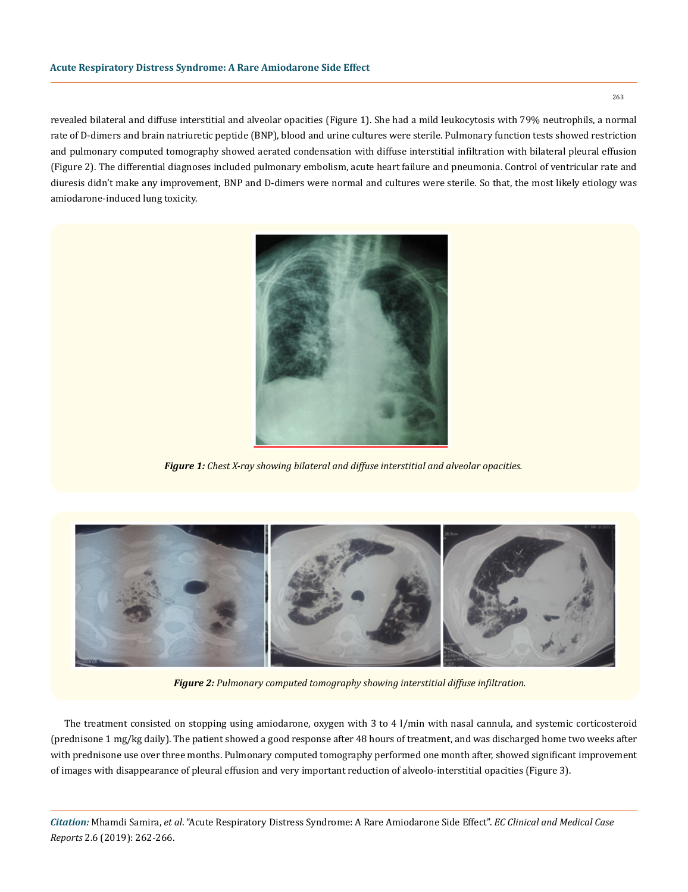revealed bilateral and diffuse interstitial and alveolar opacities (Figure 1). She had a mild leukocytosis with 79% neutrophils, a normal rate of D-dimers and brain natriuretic peptide (BNP), blood and urine cultures were sterile. Pulmonary function tests showed restriction and pulmonary computed tomography showed aerated condensation with diffuse interstitial infiltration with bilateral pleural effusion (Figure 2). The differential diagnoses included pulmonary embolism, acute heart failure and pneumonia. Control of ventricular rate and diuresis didn't make any improvement, BNP and D-dimers were normal and cultures were sterile. So that, the most likely etiology was amiodarone-induced lung toxicity.

***Figure 1:*** *Chest X-ray showing bilateral and diffuse interstitial and alveolar opacities.*

***Figure 2:*** *Pulmonary computed tomography showing interstitial diffuse infiltration.*

The treatment consisted on stopping using amiodarone, oxygen with 3 to 4 l/min with nasal cannula, and systemic corticosteroid (prednisone 1 mg/kg daily). The patient showed a good response after 48 hours of treatment, and was discharged home two weeks after with prednisone use over three months. Pulmonary computed tomography performed one month after, showed significant improvement of images with disappearance of pleural effusion and very important reduction of alveolo-interstitial opacities (Figure 3).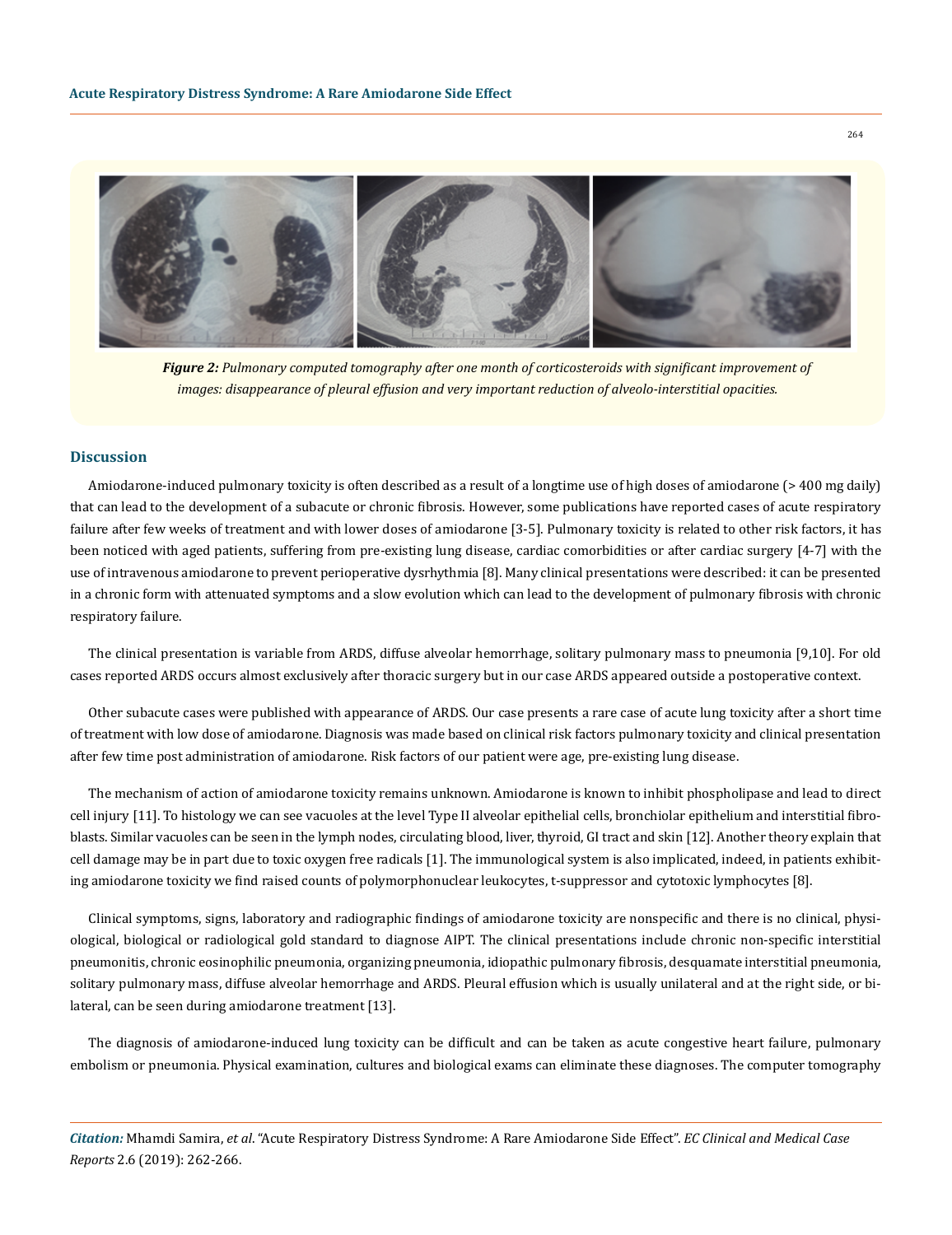*Figure 2: Pulmonary computed tomography after one month of corticosteroids with significant improvement of images: disappearance of pleural effusion and very important reduction of alveolo-interstitial opacities.*

## Discussion

Amiodarone-induced pulmonary toxicity is often described as a result of a longtime use of high doses of amiodarone (> 400 mg daily) that can lead to the development of a subacute or chronic fibrosis. However, some publications have reported cases of acute respiratory failure after few weeks of treatment and with lower doses of amiodarone [3-5]. Pulmonary toxicity is related to other risk factors, it has been noticed with aged patients, suffering from pre-existing lung disease, cardiac comorbidities or after cardiac surgery [4-7] with the use of intravenous amiodarone to prevent perioperative dysrhythmia [8]. Many clinical presentations were described: it can be presented in a chronic form with attenuated symptoms and a slow evolution which can lead to the development of pulmonary fibrosis with chronic respiratory failure.

The clinical presentation is variable from ARDS, diffuse alveolar hemorrhage, solitary pulmonary mass to pneumonia [9,10]. For old cases reported ARDS occurs almost exclusively after thoracic surgery but in our case ARDS appeared outside a postoperative context.

Other subacute cases were published with appearance of ARDS. Our case presents a rare case of acute lung toxicity after a short time of treatment with low dose of amiodarone. Diagnosis was made based on clinical risk factors pulmonary toxicity and clinical presentation after few time post administration of amiodarone. Risk factors of our patient were age, pre-existing lung disease.

The mechanism of action of amiodarone toxicity remains unknown. Amiodarone is known to inhibit phospholipase and lead to direct cell injury [11]. To histology we can see vacuoles at the level Type II alveolar epithelial cells, bronchiolar epithelium and interstitial fibroblasts. Similar vacuoles can be seen in the lymph nodes, circulating blood, liver, thyroid, GI tract and skin [12]. Another theory explain that cell damage may be in part due to toxic oxygen free radicals [1]. The immunological system is also implicated, indeed, in patients exhibiting amiodarone toxicity we find raised counts of polymorphonuclear leukocytes, t-suppressor and cytotoxic lymphocytes [8].

Clinical symptoms, signs, laboratory and radiographic findings of amiodarone toxicity are nonspecific and there is no clinical, physiological, biological or radiological gold standard to diagnose AIPT. The clinical presentations include chronic non-specific interstitial pneumonitis, chronic eosinophilic pneumonia, organizing pneumonia, idiopathic pulmonary fibrosis, desquamate interstitial pneumonia, solitary pulmonary mass, diffuse alveolar hemorrhage and ARDS. Pleural effusion which is usually unilateral and at the right side, or bilateral, can be seen during amiodarone treatment [13].

The diagnosis of amiodarone-induced lung toxicity can be difficult and can be taken as acute congestive heart failure, pulmonary embolism or pneumonia. Physical examination, cultures and biological exams can eliminate these diagnoses. The computer tomography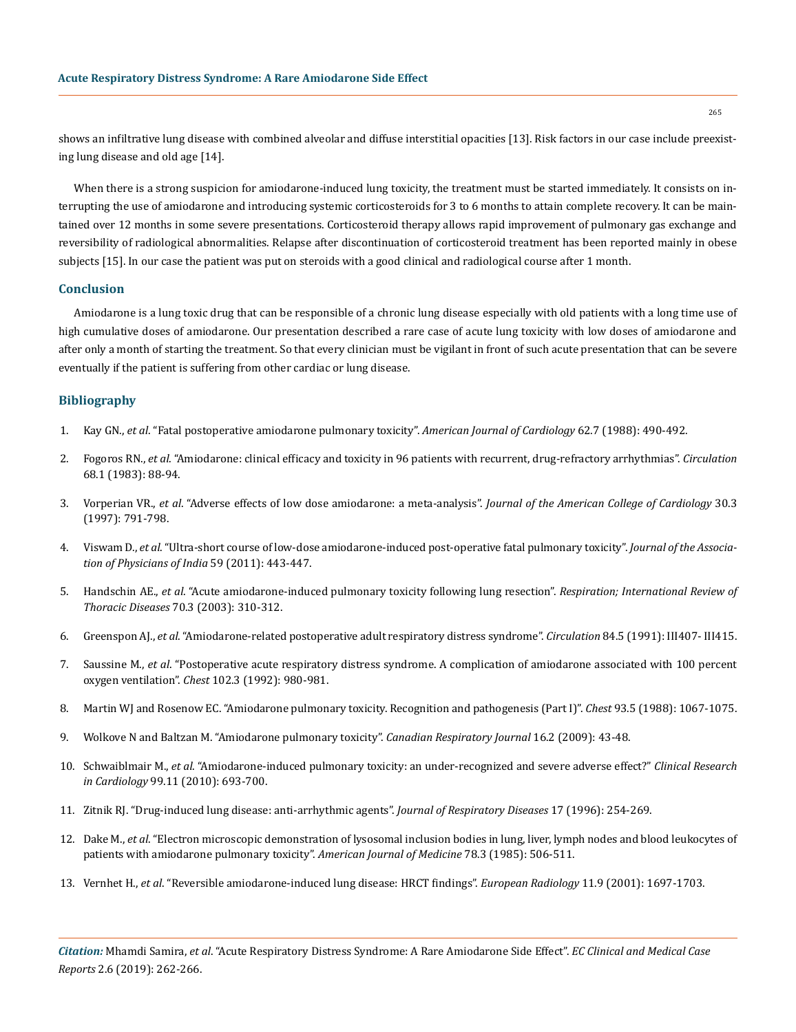shows an infiltrative lung disease with combined alveolar and diffuse interstitial opacities [13]. Risk factors in our case include preexisting lung disease and old age [14].

When there is a strong suspicion for amiodarone-induced lung toxicity, the treatment must be started immediately. It consists on interrupting the use of amiodarone and introducing systemic corticosteroids for 3 to 6 months to attain complete recovery. It can be maintained over 12 months in some severe presentations. Corticosteroid therapy allows rapid improvement of pulmonary gas exchange and reversibility of radiological abnormalities. Relapse after discontinuation of corticosteroid treatment has been reported mainly in obese subjects [15]. In our case the patient was put on steroids with a good clinical and radiological course after 1 month.

## Conclusion

Amiodarone is a lung toxic drug that can be responsible of a chronic lung disease especially with old patients with a long time use of high cumulative doses of amiodarone. Our presentation described a rare case of acute lung toxicity with low doses of amiodarone and after only a month of starting the treatment. So that every clinician must be vigilant in front of such acute presentation that can be severe eventually if the patient is suffering from other cardiac or lung disease.

## Bibliography

1. Kay GN., *et al*. "Fatal postoperative amiodarone pulmonary toxicity". *American Journal of Cardiology* 62.7 (1988): 490-492.
2. Fogoros RN., *et al*. "Amiodarone: clinical efficacy and toxicity in 96 patients with recurrent, drug-refractory arrhythmias". *Circulation* 68.1 (1983): 88-94.
3. Vorperian VR., *et al*. "Adverse effects of low dose amiodarone: a meta-analysis". *Journal of the American College of Cardiology* 30.3 (1997): 791-798.
4. Viswam D., *et al*. "Ultra-short course of low-dose amiodarone-induced post-operative fatal pulmonary toxicity". *Journal of the Association of Physicians of India* 59 (2011): 443-447.
5. Handschin AE., *et al*. "Acute amiodarone-induced pulmonary toxicity following lung resection". *Respiration; International Review of Thoracic Diseases* 70.3 (2003): 310-312.
6. Greenspon AJ., *et al*. "Amiodarone-related postoperative adult respiratory distress syndrome". *Circulation* 84.5 (1991): III407- III415.
7. Saussine M., *et al*. "Postoperative acute respiratory distress syndrome. A complication of amiodarone associated with 100 percent oxygen ventilation". *Chest* 102.3 (1992): 980-981.
8. Martin WJ and Rosenow EC. "Amiodarone pulmonary toxicity. Recognition and pathogenesis (Part I)". *Chest* 93.5 (1988): 1067-1075.
9. Wolkove N and Baltzan M. "Amiodarone pulmonary toxicity". *Canadian Respiratory Journal* 16.2 (2009): 43-48.
10. Schwaiblmair M., *et al*. "Amiodarone-induced pulmonary toxicity: an under-recognized and severe adverse effect?" *Clinical Research in Cardiology* 99.11 (2010): 693-700.
11. Zitnik RJ. "Drug-induced lung disease: anti-arrhythmic agents". *Journal of Respiratory Diseases* 17 (1996): 254-269.
12. Dake M., *et al*. "Electron microscopic demonstration of lysosomal inclusion bodies in lung, liver, lymph nodes and blood leukocytes of patients with amiodarone pulmonary toxicity". *American Journal of Medicine* 78.3 (1985): 506-511.
13. Vernhet H., *et al*. "Reversible amiodarone-induced lung disease: HRCT findings". *European Radiology* 11.9 (2001): 1697-1703.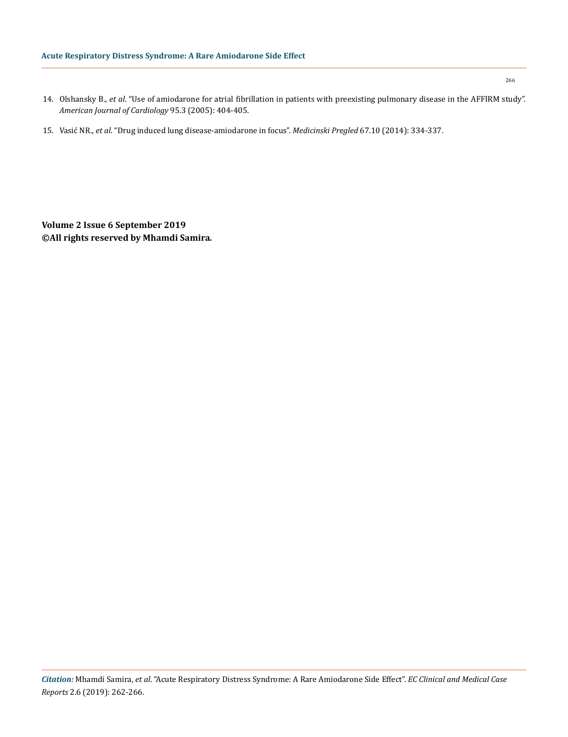14. Olshansky B., *et al*. "Use of amiodarone for atrial fibrillation in patients with preexisting pulmonary disease in the AFFIRM study". *American Journal of Cardiology* 95.3 (2005): 404-405.
15. Vasić NR., *et al*. "Drug induced lung disease-amiodarone in focus". *Medicinski Pregled* 67.10 (2014): 334-337.

**Volume 2 Issue 6 September 2019**
**©All rights reserved by Mhamdi Samira.**